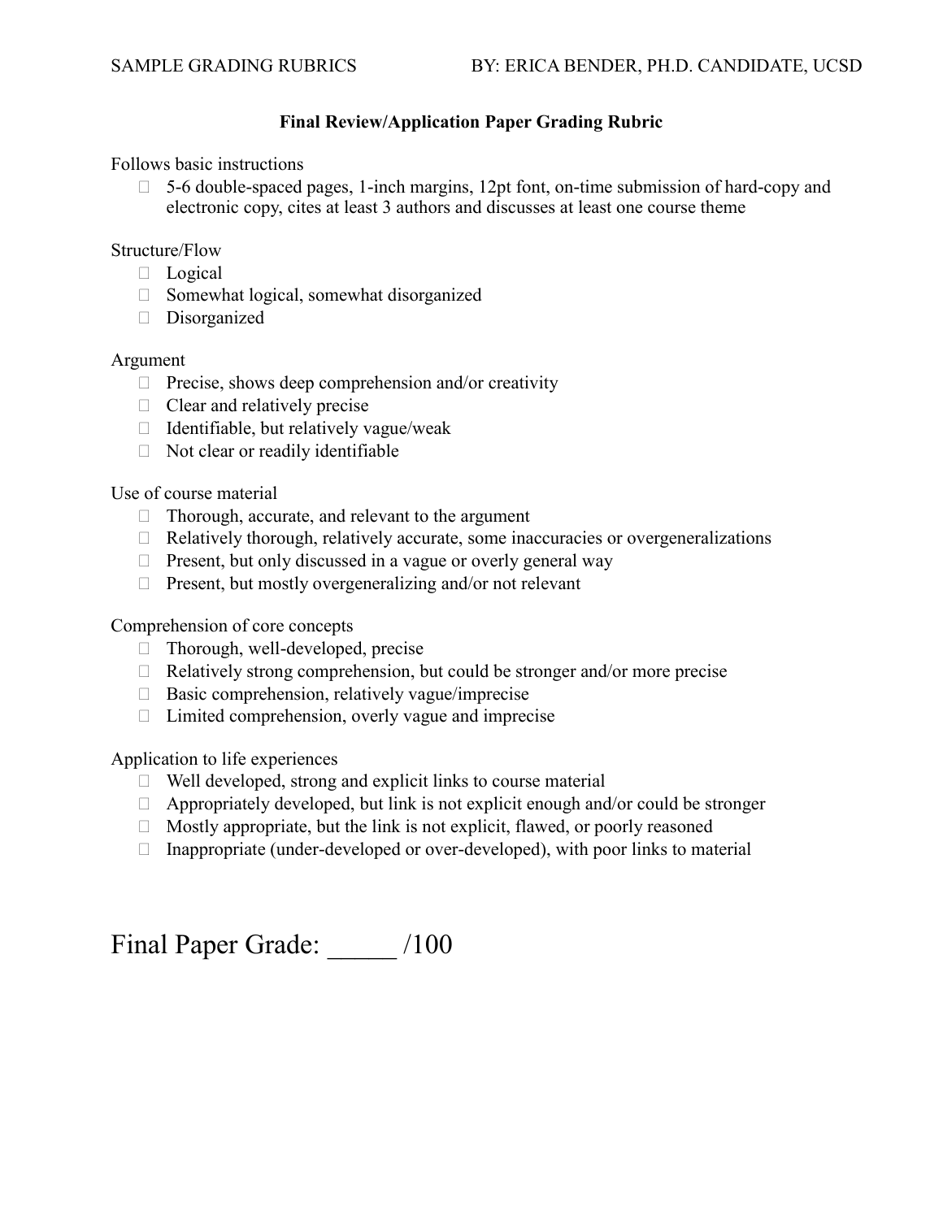## Final Review/Application Paper Grading Rubric

Follows basic instructions

- ☐ 5-6 double-spaced pages, 1-inch margins, 12pt font, on-time submission of hard-copy and electronic copy, cites at least 3 authors and discusses at least one course theme

Structure/Flow

- ☐ Logical
- ☐ Somewhat logical, somewhat disorganized
- ☐ Disorganized

Argument

- ☐ Precise, shows deep comprehension and/or creativity
- ☐ Clear and relatively precise
- ☐ Identifiable, but relatively vague/weak
- ☐ Not clear or readily identifiable

Use of course material

- ☐ Thorough, accurate, and relevant to the argument
- ☐ Relatively thorough, relatively accurate, some inaccuracies or overgeneralizations
- ☐ Present, but only discussed in a vague or overly general way
- ☐ Present, but mostly overgeneralizing and/or not relevant

Comprehension of core concepts

- ☐ Thorough, well-developed, precise
- ☐ Relatively strong comprehension, but could be stronger and/or more precise
- ☐ Basic comprehension, relatively vague/imprecise
- ☐ Limited comprehension, overly vague and imprecise

Application to life experiences

- ☐ Well developed, strong and explicit links to course material
- ☐ Appropriately developed, but link is not explicit enough and/or could be stronger
- ☐ Mostly appropriate, but the link is not explicit, flawed, or poorly reasoned
- ☐ Inappropriate (under-developed or over-developed), with poor links to material

Final Paper Grade: _____ /100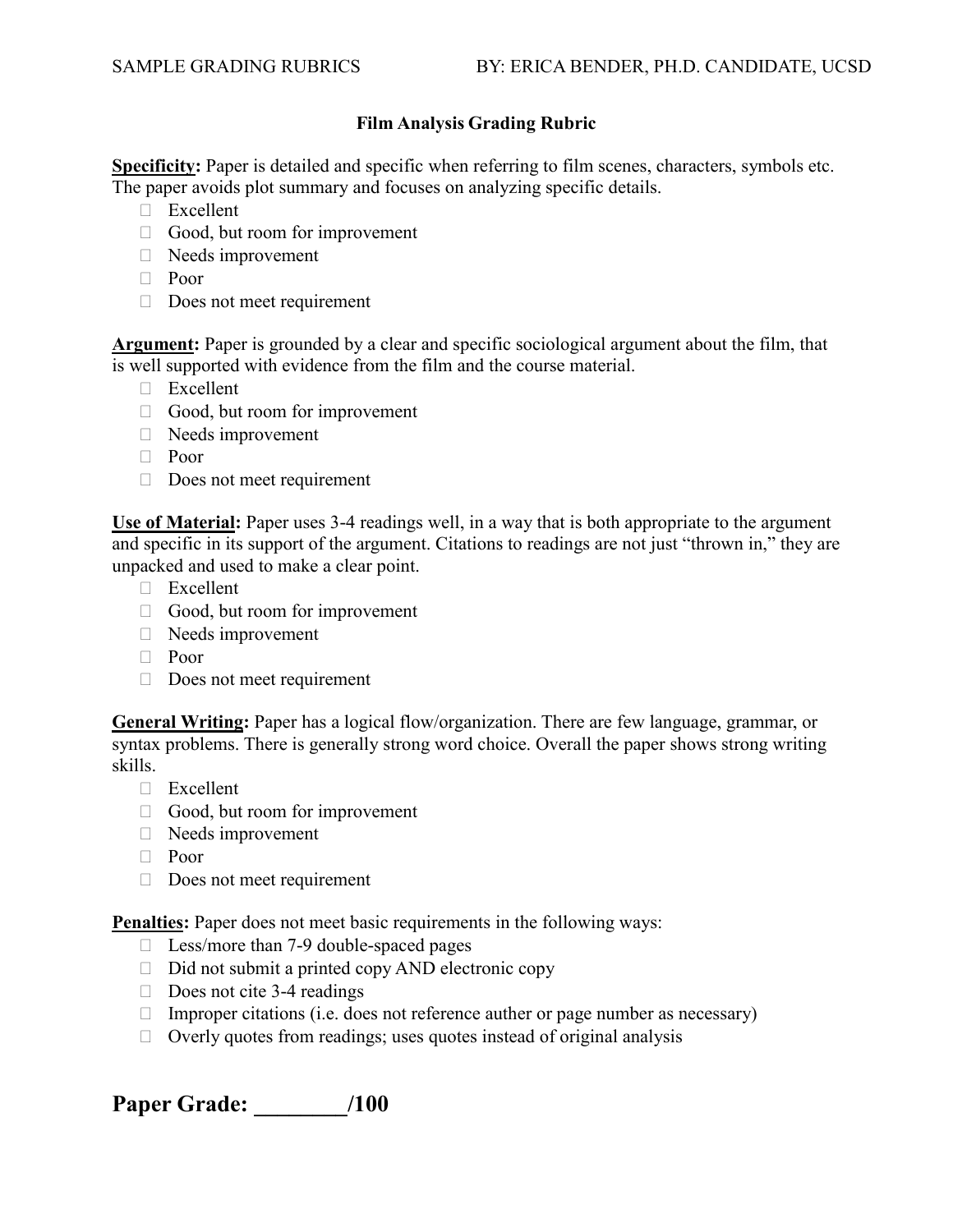## Film Analysis Grading Rubric

**Specificity:** Paper is detailed and specific when referring to film scenes, characters, symbols etc. The paper avoids plot summary and focuses on analyzing specific details.

- Excellent
- Good, but room for improvement
- Needs improvement
- Poor
- Does not meet requirement

**Argument:** Paper is grounded by a clear and specific sociological argument about the film, that is well supported with evidence from the film and the course material.

- Excellent
- Good, but room for improvement
- Needs improvement
- Poor
- Does not meet requirement

**Use of Material:** Paper uses 3-4 readings well, in a way that is both appropriate to the argument and specific in its support of the argument. Citations to readings are not just "thrown in," they are unpacked and used to make a clear point.

- Excellent
- Good, but room for improvement
- Needs improvement
- Poor
- Does not meet requirement

**General Writing:** Paper has a logical flow/organization. There are few language, grammar, or syntax problems. There is generally strong word choice. Overall the paper shows strong writing skills.

- Excellent
- Good, but room for improvement
- Needs improvement
- Poor
- Does not meet requirement

**Penalties:** Paper does not meet basic requirements in the following ways:

- Less/more than 7-9 double-spaced pages
- Did not submit a printed copy AND electronic copy
- Does not cite 3-4 readings
- Improper citations (i.e. does not reference auther or page number as necessary)
- Overly quotes from readings; uses quotes instead of original analysis

# Paper Grade: ________/100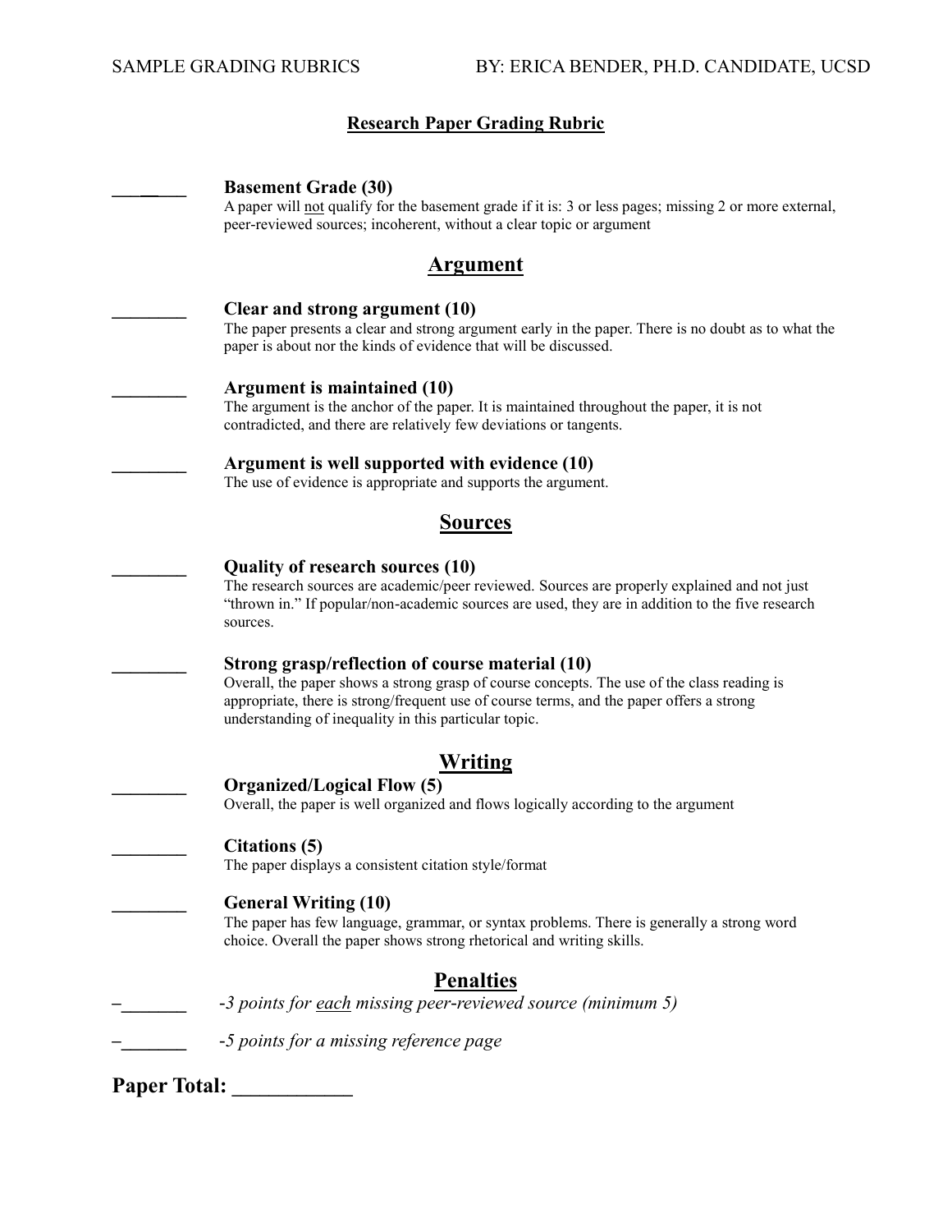## Research Paper Grading Rubric

________ **Basement Grade (30)**
A paper will not qualify for the basement grade if it is: 3 or less pages; missing 2 or more external, peer-reviewed sources; incoherent, without a clear topic or argument

## Argument

________ **Clear and strong argument (10)**
The paper presents a clear and strong argument early in the paper. There is no doubt as to what the paper is about nor the kinds of evidence that will be discussed.

________ **Argument is maintained (10)**
The argument is the anchor of the paper. It is maintained throughout the paper, it is not contradicted, and there are relatively few deviations or tangents.

________ **Argument is well supported with evidence (10)**
The use of evidence is appropriate and supports the argument.

## Sources

________ **Quality of research sources (10)**
The research sources are academic/peer reviewed. Sources are properly explained and not just "thrown in." If popular/non-academic sources are used, they are in addition to the five research sources.

________ **Strong grasp/reflection of course material (10)**
Overall, the paper shows a strong grasp of course concepts. The use of the class reading is appropriate, there is strong/frequent use of course terms, and the paper offers a strong understanding of inequality in this particular topic.

## Writing

________ **Organized/Logical Flow (5)**
Overall, the paper is well organized and flows logically according to the argument

________ **Citations (5)**
The paper displays a consistent citation style/format

________ **General Writing (10)**
The paper has few language, grammar, or syntax problems. There is generally a strong word choice. Overall the paper shows strong rhetorical and writing skills.

## Penalties

–_______ *-3 points for each missing peer-reviewed source (minimum 5)*

–_______ *-5 points for a missing reference page*

**Paper Total: ___________**